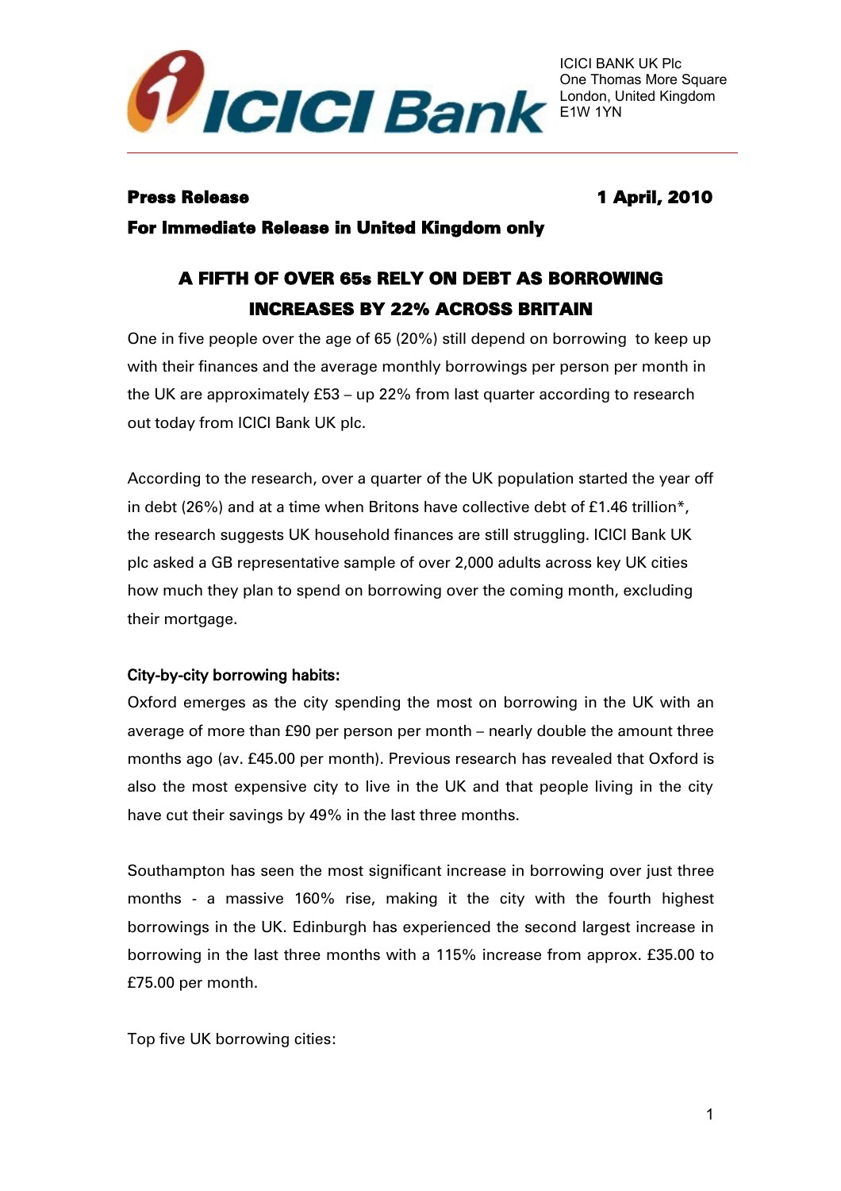ICICI Bank

ICICI BANK UK Plc
One Thomas More Square
London, United Kingdom
E1W 1YN

**Press Release** **1 April, 2010**

**For Immediate Release in United Kingdom only**

# A FIFTH OF OVER 65s RELY ON DEBT AS BORROWING INCREASES BY 22% ACROSS BRITAIN

One in five people over the age of 65 (20%) still depend on borrowing to keep up with their finances and the average monthly borrowings per person per month in the UK are approximately £53 – up 22% from last quarter according to research out today from ICICI Bank UK plc.

According to the research, over a quarter of the UK population started the year off in debt (26%) and at a time when Britons have collective debt of £1.46 trillion*, the research suggests UK household finances are still struggling. ICICI Bank UK plc asked a GB representative sample of over 2,000 adults across key UK cities how much they plan to spend on borrowing over the coming month, excluding their mortgage.

**City-by-city borrowing habits:**

Oxford emerges as the city spending the most on borrowing in the UK with an average of more than £90 per person per month – nearly double the amount three months ago (av. £45.00 per month). Previous research has revealed that Oxford is also the most expensive city to live in the UK and that people living in the city have cut their savings by 49% in the last three months.

Southampton has seen the most significant increase in borrowing over just three months - a massive 160% rise, making it the city with the fourth highest borrowings in the UK. Edinburgh has experienced the second largest increase in borrowing in the last three months with a 115% increase from approx. £35.00 to £75.00 per month.

Top five UK borrowing cities: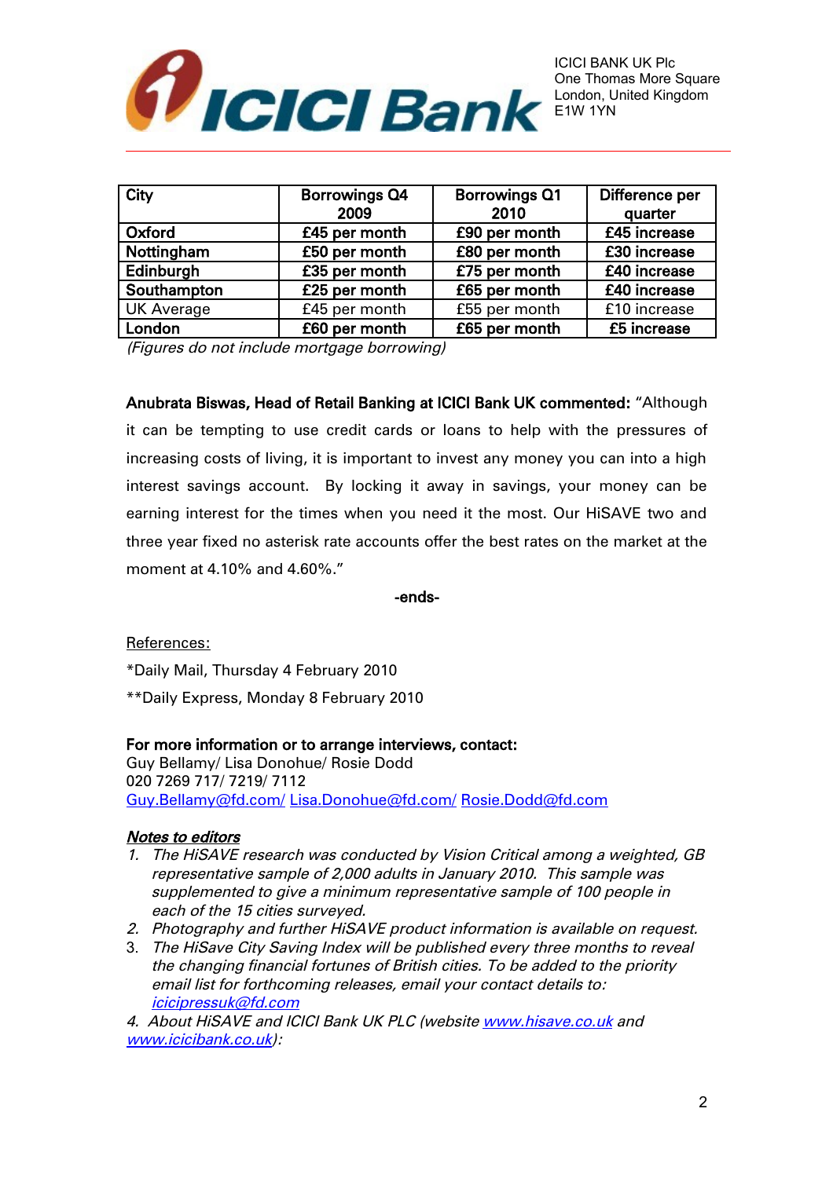ICICI BANK UK Plc
One Thomas More Square
London, United Kingdom
E1W 1YN

| City | Borrowings Q4 2009 | Borrowings Q1 2010 | Difference per quarter |
|---|---|---|---|
| **Oxford** | **£45 per month** | **£90 per month** | **£45 increase** |
| **Nottingham** | **£50 per month** | **£80 per month** | **£30 increase** |
| **Edinburgh** | **£35 per month** | **£75 per month** | **£40 increase** |
| **Southampton** | **£25 per month** | **£65 per month** | **£40 increase** |
| UK Average | £45 per month | £55 per month | £10 increase |
| **London** | **£60 per month** | **£65 per month** | **£5 increase** |

*(Figures do not include mortgage borrowing)*

**Anubrata Biswas, Head of Retail Banking at ICICI Bank UK commented:** "Although it can be tempting to use credit cards or loans to help with the pressures of increasing costs of living, it is important to invest any money you can into a high interest savings account. By locking it away in savings, your money can be earning interest for the times when you need it the most. Our HiSAVE two and three year fixed no asterisk rate accounts offer the best rates on the market at the moment at 4.10% and 4.60%."

**-ends-**

References:

*Daily Mail, Thursday 4 February 2010

**Daily Express, Monday 8 February 2010

**For more information or to arrange interviews, contact:**
Guy Bellamy/ Lisa Donohue/ Rosie Dodd
020 7269 717/ 7219/ 7112
Guy.Bellamy@fd.com/ Lisa.Donohue@fd.com/ Rosie.Dodd@fd.com

***Notes to editors***

1. *The HiSAVE research was conducted by Vision Critical among a weighted, GB representative sample of 2,000 adults in January 2010. This sample was supplemented to give a minimum representative sample of 100 people in each of the 15 cities surveyed.*
2. *Photography and further HiSAVE product information is available on request.*
3. *The HiSave City Saving Index will be published every three months to reveal the changing financial fortunes of British cities. To be added to the priority email list for forthcoming releases, email your contact details to: icicipressuk@fd.com*
4. *About HiSAVE and ICICI Bank UK PLC (website www.hisave.co.uk and www.icicibank.co.uk):*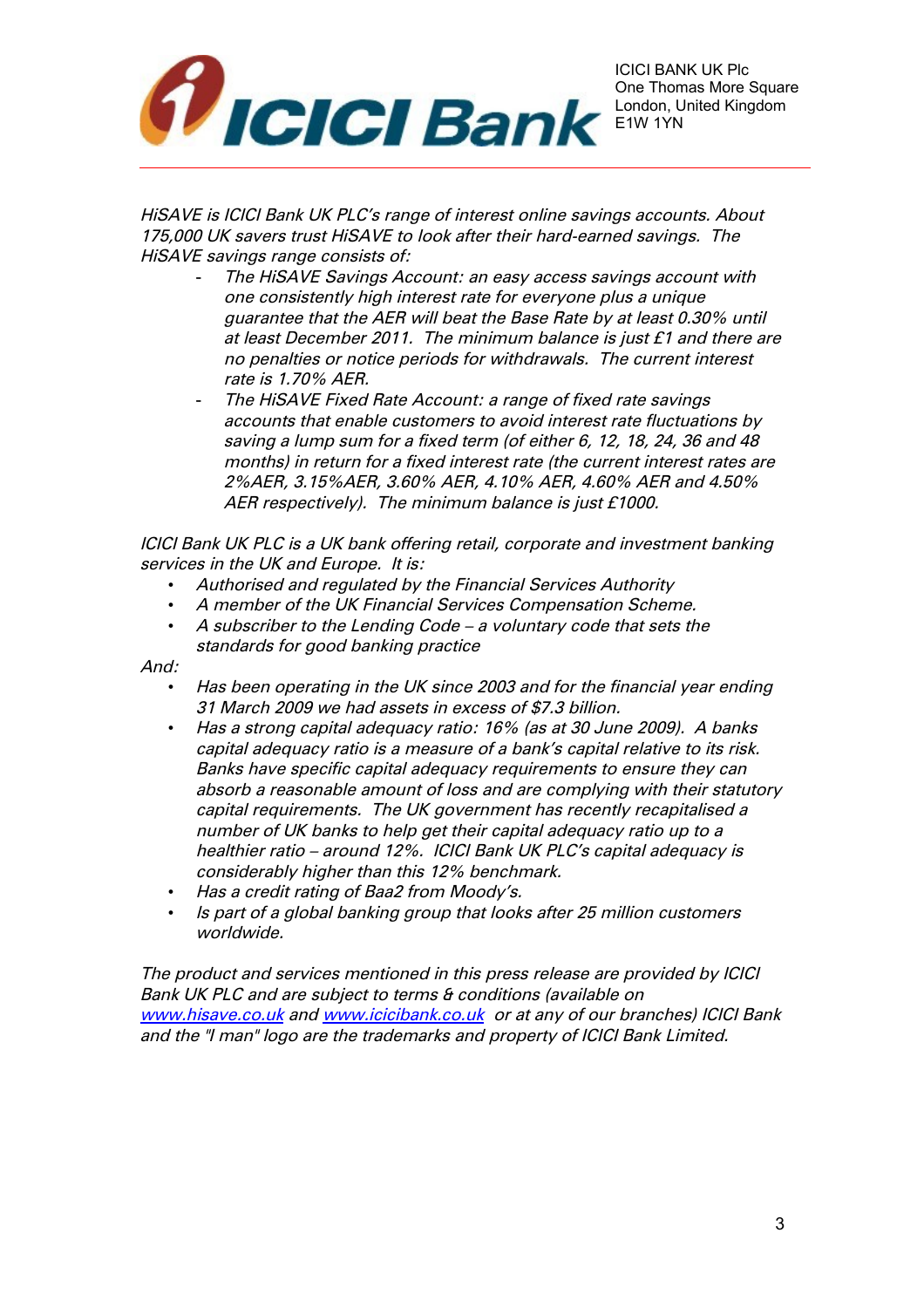ICICI BANK UK Plc
One Thomas More Square
London, United Kingdom
E1W 1YN

*HiSAVE is ICICI Bank UK PLC's range of interest online savings accounts. About 175,000 UK savers trust HiSAVE to look after their hard-earned savings. The HiSAVE savings range consists of:*

- *The HiSAVE Savings Account: an easy access savings account with one consistently high interest rate for everyone plus a unique guarantee that the AER will beat the Base Rate by at least 0.30% until at least December 2011. The minimum balance is just £1 and there are no penalties or notice periods for withdrawals. The current interest rate is 1.70% AER.*
- *The HiSAVE Fixed Rate Account: a range of fixed rate savings accounts that enable customers to avoid interest rate fluctuations by saving a lump sum for a fixed term (of either 6, 12, 18, 24, 36 and 48 months) in return for a fixed interest rate (the current interest rates are 2%AER, 3.15%AER, 3.60% AER, 4.10% AER, 4.60% AER and 4.50% AER respectively). The minimum balance is just £1000.*

*ICICI Bank UK PLC is a UK bank offering retail, corporate and investment banking services in the UK and Europe. It is:*

- *Authorised and regulated by the Financial Services Authority*
- *A member of the UK Financial Services Compensation Scheme.*
- *A subscriber to the Lending Code – a voluntary code that sets the standards for good banking practice*

*And:*

- *Has been operating in the UK since 2003 and for the financial year ending 31 March 2009 we had assets in excess of $7.3 billion.*
- *Has a strong capital adequacy ratio: 16% (as at 30 June 2009). A banks capital adequacy ratio is a measure of a bank's capital relative to its risk. Banks have specific capital adequacy requirements to ensure they can absorb a reasonable amount of loss and are complying with their statutory capital requirements. The UK government has recently recapitalised a number of UK banks to help get their capital adequacy ratio up to a healthier ratio – around 12%. ICICI Bank UK PLC's capital adequacy is considerably higher than this 12% benchmark.*
- *Has a credit rating of Baa2 from Moody's.*
- *Is part of a global banking group that looks after 25 million customers worldwide.*

*The product and services mentioned in this press release are provided by ICICI Bank UK PLC and are subject to terms & conditions (available on [www.hisave.co.uk](http://www.hisave.co.uk) and [www.icicibank.co.uk](http://www.icicibank.co.uk) or at any of our branches) ICICI Bank and the "I man" logo are the trademarks and property of ICICI Bank Limited.*